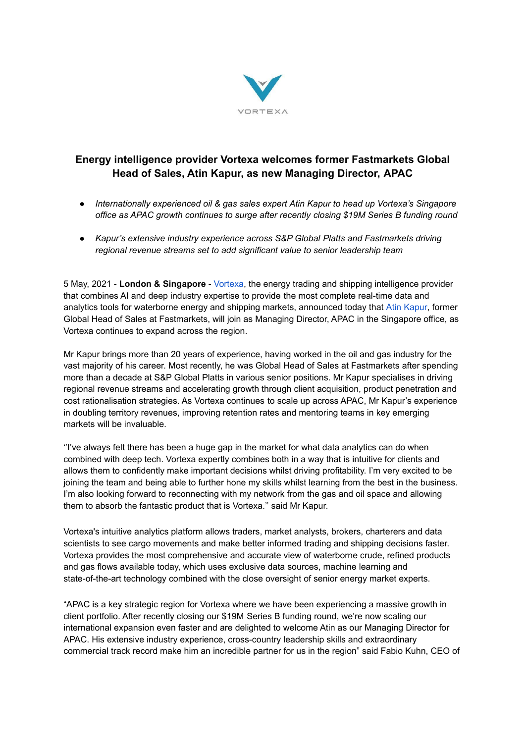VORTEXA

# Energy intelligence provider Vortexa welcomes former Fastmarkets Global Head of Sales, Atin Kapur, as new Managing Director, APAC

- *Internationally experienced oil & gas sales expert Atin Kapur to head up Vortexa's Singapore office as APAC growth continues to surge after recently closing $19M Series B funding round*
- *Kapur's extensive industry experience across S&P Global Platts and Fastmarkets driving regional revenue streams set to add significant value to senior leadership team*

5 May, 2021 - **London & Singapore** - Vortexa, the energy trading and shipping intelligence provider that combines AI and deep industry expertise to provide the most complete real-time data and analytics tools for waterborne energy and shipping markets, announced today that Atin Kapur, former Global Head of Sales at Fastmarkets, will join as Managing Director, APAC in the Singapore office, as Vortexa continues to expand across the region.

Mr Kapur brings more than 20 years of experience, having worked in the oil and gas industry for the vast majority of his career. Most recently, he was Global Head of Sales at Fastmarkets after spending more than a decade at S&P Global Platts in various senior positions. Mr Kapur specialises in driving regional revenue streams and accelerating growth through client acquisition, product penetration and cost rationalisation strategies. As Vortexa continues to scale up across APAC, Mr Kapur's experience in doubling territory revenues, improving retention rates and mentoring teams in key emerging markets will be invaluable.

''I've always felt there has been a huge gap in the market for what data analytics can do when combined with deep tech. Vortexa expertly combines both in a way that is intuitive for clients and allows them to confidently make important decisions whilst driving profitability. I'm very excited to be joining the team and being able to further hone my skills whilst learning from the best in the business. I'm also looking forward to reconnecting with my network from the gas and oil space and allowing them to absorb the fantastic product that is Vortexa.'' said Mr Kapur.

Vortexa's intuitive analytics platform allows traders, market analysts, brokers, charterers and data scientists to see cargo movements and make better informed trading and shipping decisions faster. Vortexa provides the most comprehensive and accurate view of waterborne crude, refined products and gas flows available today, which uses exclusive data sources, machine learning and state-of-the-art technology combined with the close oversight of senior energy market experts.

"APAC is a key strategic region for Vortexa where we have been experiencing a massive growth in client portfolio. After recently closing our $19M Series B funding round, we're now scaling our international expansion even faster and are delighted to welcome Atin as our Managing Director for APAC. His extensive industry experience, cross-country leadership skills and extraordinary commercial track record make him an incredible partner for us in the region" said Fabio Kuhn, CEO of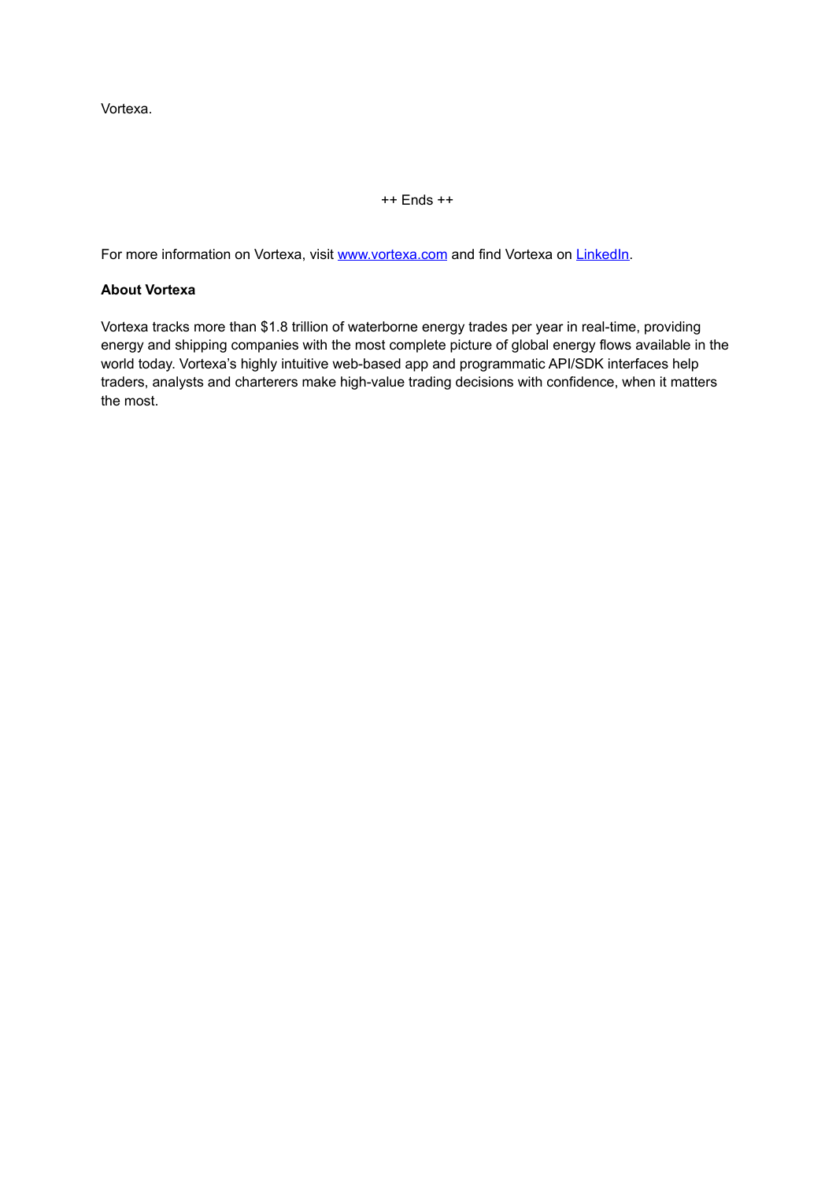Vortexa.

++ Ends ++

For more information on Vortexa, visit www.vortexa.com and find Vortexa on LinkedIn.

**About Vortexa**

Vortexa tracks more than $1.8 trillion of waterborne energy trades per year in real-time, providing energy and shipping companies with the most complete picture of global energy flows available in the world today. Vortexa's highly intuitive web-based app and programmatic API/SDK interfaces help traders, analysts and charterers make high-value trading decisions with confidence, when it matters the most.